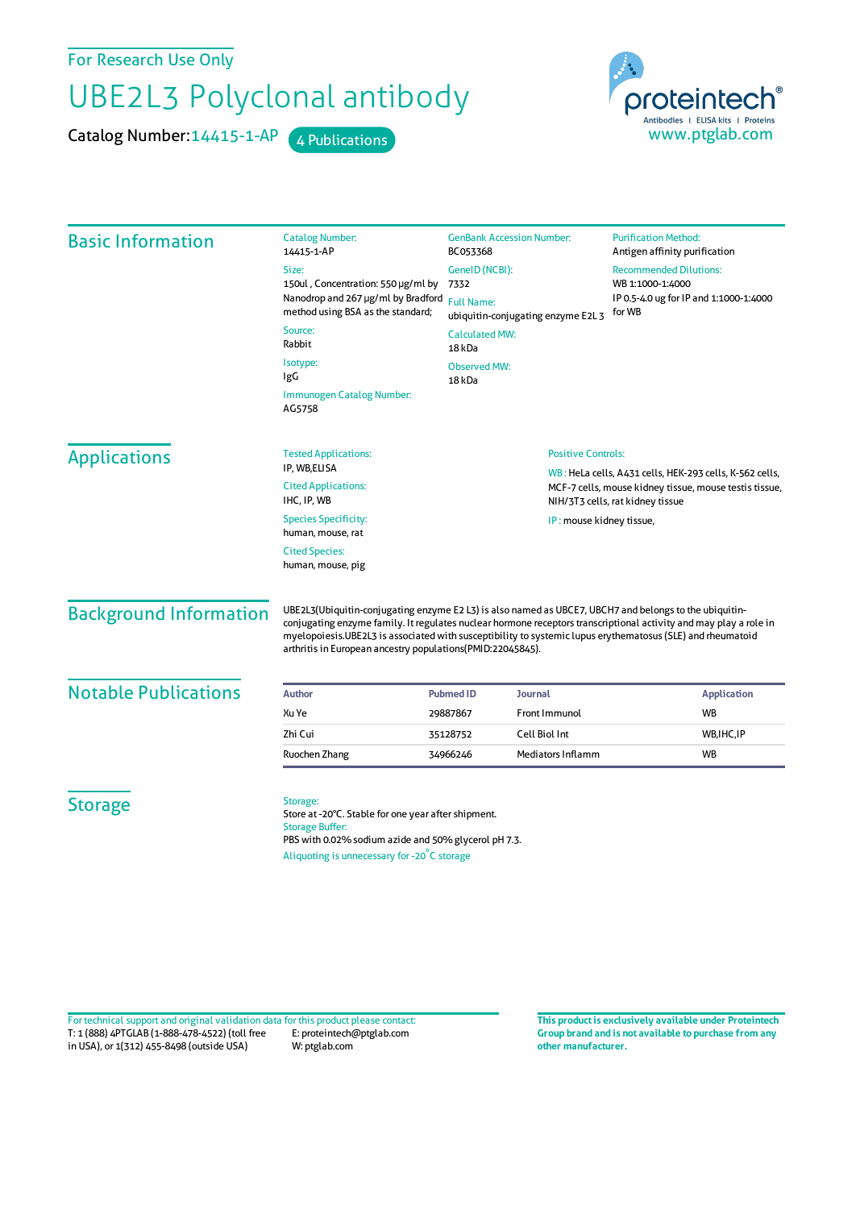For Research Use Only

# UBE2L3 Polyclonal antibody

Catalog Number: 14415-1-AP    4 Publications

proteintech® Antibodies | ELISA kits | Proteins
www.ptglab.com

## Basic Information

**Catalog Number:**
14415-1-AP

**Size:**
150ul , Concentration: 550 μg/ml by Nanodrop and 267 μg/ml by Bradford method using BSA as the standard;

**Source:**
Rabbit

**Isotype:**
IgG

**Immunogen Catalog Number:**
AG5758

**GenBank Accession Number:**
BC053368

**GeneID (NCBI):**
7332

**Full Name:**
ubiquitin-conjugating enzyme E2L 3

**Calculated MW:**
18 kDa

**Observed MW:**
18 kDa

**Purification Method:**
Antigen affinity purification

**Recommended Dilutions:**
WB 1:1000-1:4000
IP 0.5-4.0 ug for IP and 1:1000-1:4000 for WB

## Applications

**Tested Applications:**
IP, WB,ELISA

**Cited Applications:**
IHC, IP, WB

**Species Specificity:**
human, mouse, rat

**Cited Species:**
human, mouse, pig

**Positive Controls:**

WB : HeLa cells, A431 cells, HEK-293 cells, K-562 cells, MCF-7 cells, mouse kidney tissue, mouse testis tissue, NIH/3T3 cells, rat kidney tissue

IP : mouse kidney tissue,

## Background Information

UBE2L3(Ubiquitin-conjugating enzyme E2 L3) is also named as UBCE7, UBCH7 and belongs to the ubiquitin-conjugating enzyme family. It regulates nuclear hormone receptors transcriptional activity and may play a role in myelopoiesis.UBE2L3 is associated with susceptibility to systemic lupus erythematosus (SLE) and rheumatoid arthritis in European ancestry populations(PMID:22045845).

## Notable Publications

| Author | Pubmed ID | Journal | Application |
|---|---|---|---|
| Xu Ye | 29887867 | Front Immunol | WB |
| Zhi Cui | 35128752 | Cell Biol Int | WB,IHC,IP |
| Ruochen Zhang | 34966246 | Mediators Inflamm | WB |

## Storage

**Storage:**
Store at -20°C. Stable for one year after shipment.

**Storage Buffer:**
PBS with 0.02% sodium azide and 50% glycerol pH 7.3.

Aliquoting is unnecessary for -20°C storage

For technical support and original validation data for this product please contact:
T: 1 (888) 4PTGLAB (1-888-478-4522) (toll free in USA), or 1(312) 455-8498 (outside USA)
E: proteintech@ptglab.com
W: ptglab.com

**This product is exclusively available under Proteintech Group brand and is not available to purchase from any other manufacturer.**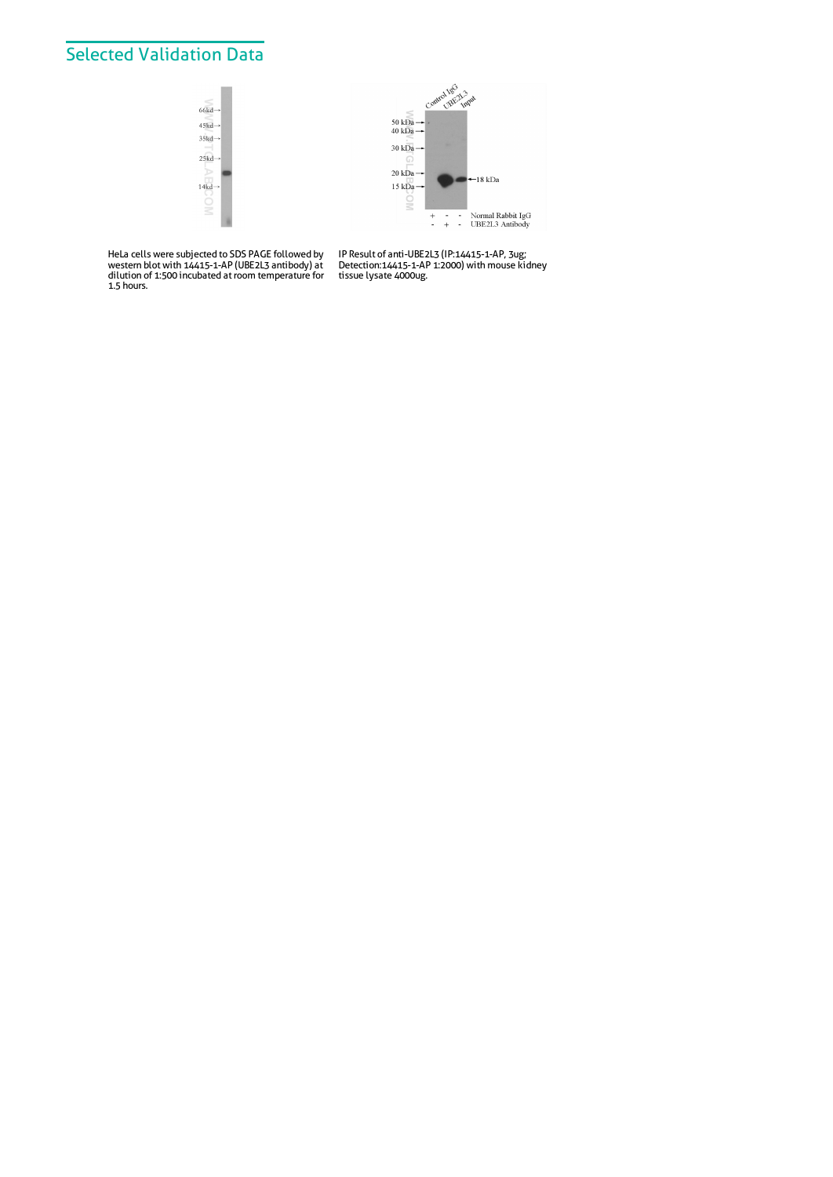## Selected Validation Data

66kd
45kd
35kd
25kd
14kd

HeLa cells were subjected to SDS PAGE followed by western blot with 14415-1-AP (UBE2L3 antibody) at dilution of 1:500 incubated at room temperature for 1.5 hours.

Control IgG
UBE2L3
Input
50 kDa
40 kDa
30 kDa
20 kDa
15 kDa
18 kDa
+ - - Normal Rabbit IgG
- + - UBE2L3 Antibody

IP Result of anti-UBE2L3 (IP:14415-1-AP, 3ug; Detection:14415-1-AP 1:2000) with mouse kidney tissue lysate 4000ug.